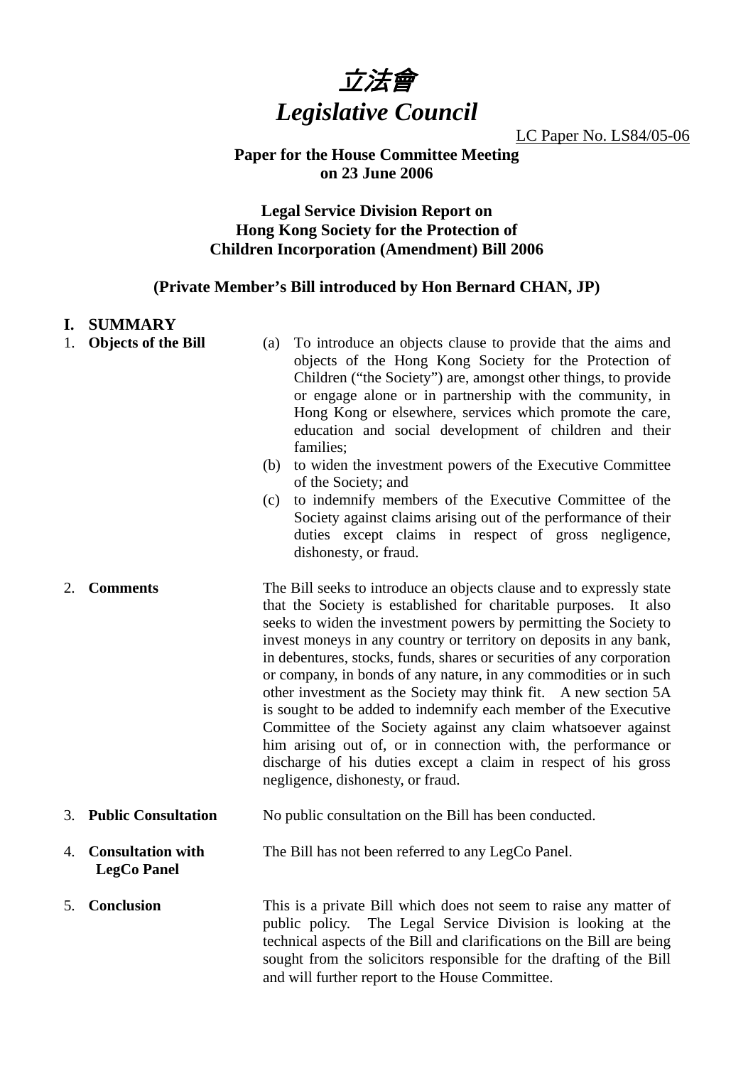# 立法會
# *Legislative Council*

LC Paper No. LS84/05-06

**Paper for the House Committee Meeting on 23 June 2006**

**Legal Service Division Report on Hong Kong Society for the Protection of Children Incorporation (Amendment) Bill 2006**

**(Private Member's Bill introduced by Hon Bernard CHAN, JP)**

## I. SUMMARY

1. **Objects of the Bill**

   (a) To introduce an objects clause to provide that the aims and objects of the Hong Kong Society for the Protection of Children ("the Society") are, amongst other things, to provide or engage alone or in partnership with the community, in Hong Kong or elsewhere, services which promote the care, education and social development of children and their families;

   (b) to widen the investment powers of the Executive Committee of the Society; and

   (c) to indemnify members of the Executive Committee of the Society against claims arising out of the performance of their duties except claims in respect of gross negligence, dishonesty, or fraud.

2. **Comments**

   The Bill seeks to introduce an objects clause and to expressly state that the Society is established for charitable purposes. It also seeks to widen the investment powers by permitting the Society to invest moneys in any country or territory on deposits in any bank, in debentures, stocks, funds, shares or securities of any corporation or company, in bonds of any nature, in any commodities or in such other investment as the Society may think fit. A new section 5A is sought to be added to indemnify each member of the Executive Committee of the Society against any claim whatsoever against him arising out of, or in connection with, the performance or discharge of his duties except a claim in respect of his gross negligence, dishonesty, or fraud.

3. **Public Consultation**

   No public consultation on the Bill has been conducted.

4. **Consultation with LegCo Panel**

   The Bill has not been referred to any LegCo Panel.

5. **Conclusion**

   This is a private Bill which does not seem to raise any matter of public policy. The Legal Service Division is looking at the technical aspects of the Bill and clarifications on the Bill are being sought from the solicitors responsible for the drafting of the Bill and will further report to the House Committee.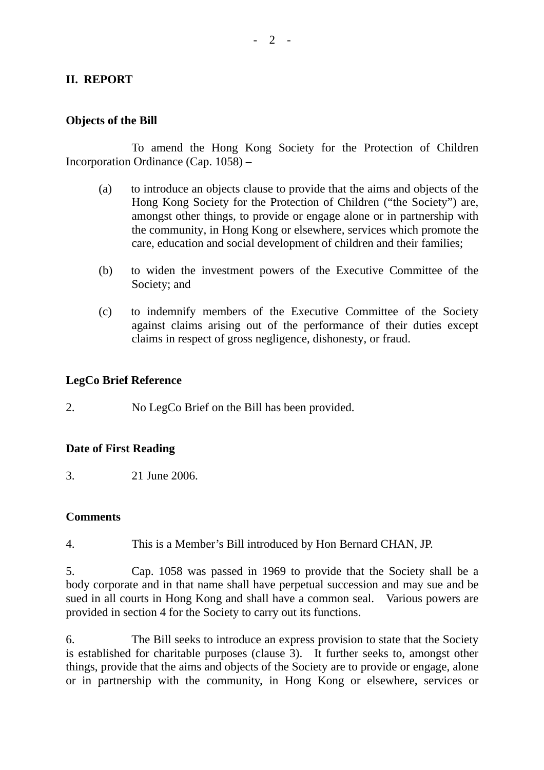## II. REPORT

### Objects of the Bill

To amend the Hong Kong Society for the Protection of Children Incorporation Ordinance (Cap. 1058) –

(a) to introduce an objects clause to provide that the aims and objects of the Hong Kong Society for the Protection of Children ("the Society") are, amongst other things, to provide or engage alone or in partnership with the community, in Hong Kong or elsewhere, services which promote the care, education and social development of children and their families;

(b) to widen the investment powers of the Executive Committee of the Society; and

(c) to indemnify members of the Executive Committee of the Society against claims arising out of the performance of their duties except claims in respect of gross negligence, dishonesty, or fraud.

### LegCo Brief Reference

2. No LegCo Brief on the Bill has been provided.

### Date of First Reading

3. 21 June 2006.

### Comments

4. This is a Member's Bill introduced by Hon Bernard CHAN, JP.

5. Cap. 1058 was passed in 1969 to provide that the Society shall be a body corporate and in that name shall have perpetual succession and may sue and be sued in all courts in Hong Kong and shall have a common seal. Various powers are provided in section 4 for the Society to carry out its functions.

6. The Bill seeks to introduce an express provision to state that the Society is established for charitable purposes (clause 3). It further seeks to, amongst other things, provide that the aims and objects of the Society are to provide or engage, alone or in partnership with the community, in Hong Kong or elsewhere, services or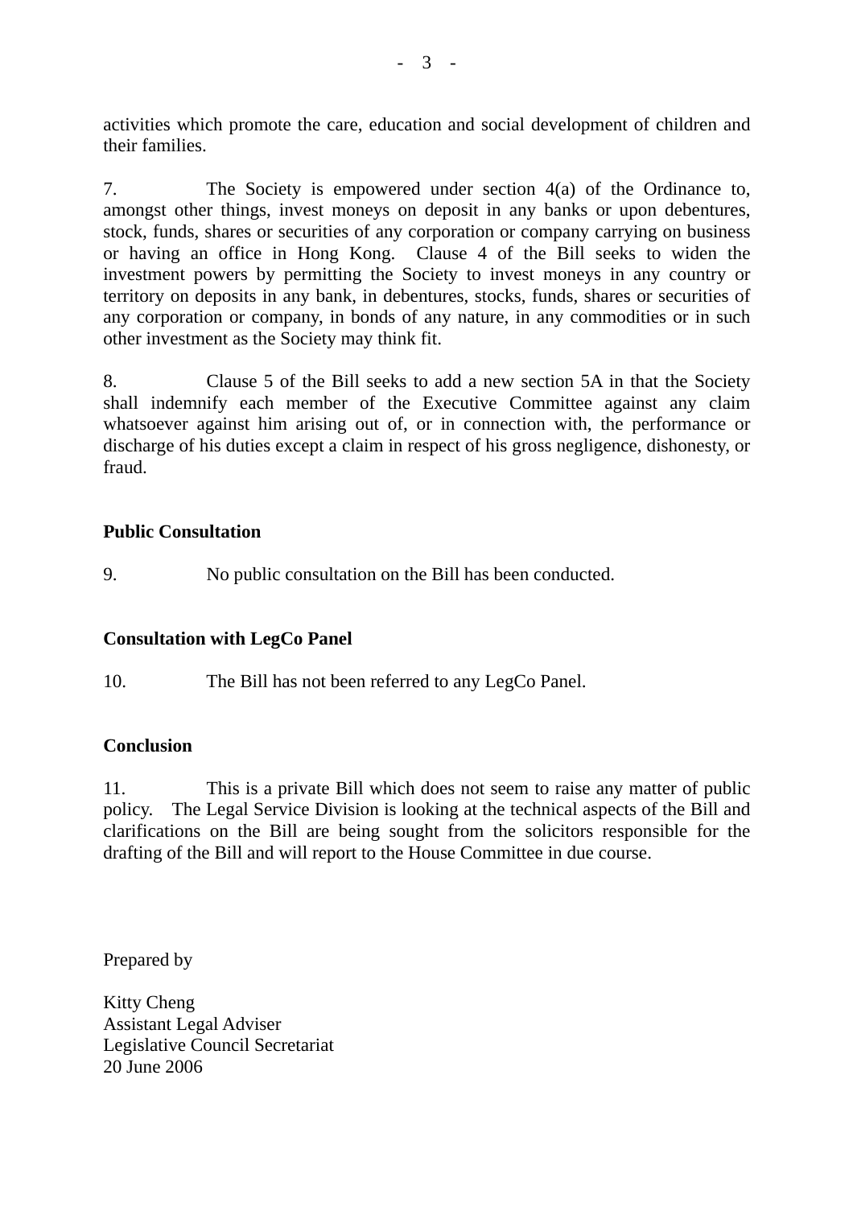activities which promote the care, education and social development of children and their families.

7. The Society is empowered under section 4(a) of the Ordinance to, amongst other things, invest moneys on deposit in any banks or upon debentures, stock, funds, shares or securities of any corporation or company carrying on business or having an office in Hong Kong. Clause 4 of the Bill seeks to widen the investment powers by permitting the Society to invest moneys in any country or territory on deposits in any bank, in debentures, stocks, funds, shares or securities of any corporation or company, in bonds of any nature, in any commodities or in such other investment as the Society may think fit.

8. Clause 5 of the Bill seeks to add a new section 5A in that the Society shall indemnify each member of the Executive Committee against any claim whatsoever against him arising out of, or in connection with, the performance or discharge of his duties except a claim in respect of his gross negligence, dishonesty, or fraud.

**Public Consultation**

9. No public consultation on the Bill has been conducted.

**Consultation with LegCo Panel**

10. The Bill has not been referred to any LegCo Panel.

**Conclusion**

11. This is a private Bill which does not seem to raise any matter of public policy. The Legal Service Division is looking at the technical aspects of the Bill and clarifications on the Bill are being sought from the solicitors responsible for the drafting of the Bill and will report to the House Committee in due course.

Prepared by

Kitty Cheng
Assistant Legal Adviser
Legislative Council Secretariat
20 June 2006